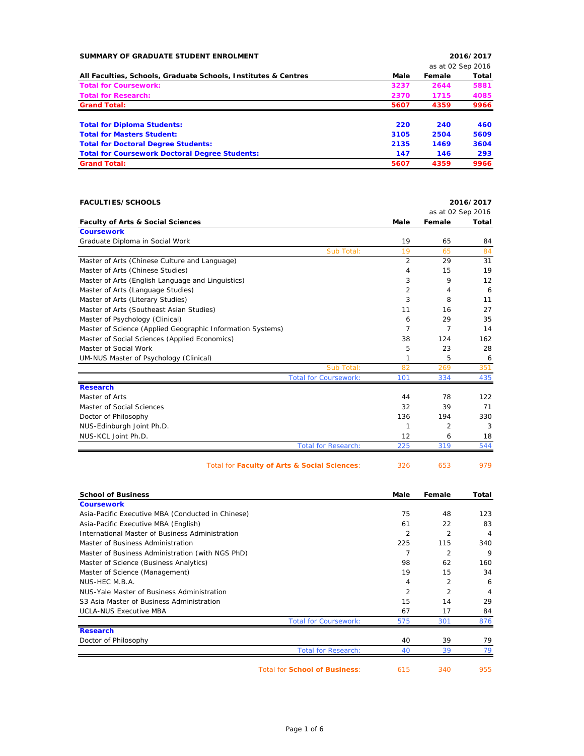## SUMMARY OF GRADUATE STUDENT ENROLMENT

**2016/2017**

as at 02 Sep 2016

| All Faculties, Schools, Graduate Schools, Institutes & Centres | Male | Female | Total |
|---|---|---|---|
| **Total for Coursework:** | **3237** | **2644** | **5881** |
| **Total for Research:** | **2370** | **1715** | **4085** |
| **Grand Total:** | **5607** | **4359** | **9966** |
| | | | |
| **Total for Diploma Students:** | **220** | **240** | **460** |
| **Total for Masters Student:** | **3105** | **2504** | **5609** |
| **Total for Doctoral Degree Students:** | **2135** | **1469** | **3604** |
| **Total for Coursework Doctoral Degree Students:** | **147** | **146** | **293** |
| **Grand Total:** | **5607** | **4359** | **9966** |

## FACULTIES/SCHOOLS

**2016/2017**

as at 02 Sep 2016

| Faculty of Arts & Social Sciences | Male | Female | Total |
|---|---|---|---|
| **Coursework** | | | |
| Graduate Diploma in Social Work | 19 | 65 | 84 |
| Sub Total: | 19 | 65 | 84 |
| Master of Arts (Chinese Culture and Language) | 2 | 29 | 31 |
| Master of Arts (Chinese Studies) | 4 | 15 | 19 |
| Master of Arts (English Language and Linguistics) | 3 | 9 | 12 |
| Master of Arts (Language Studies) | 2 | 4 | 6 |
| Master of Arts (Literary Studies) | 3 | 8 | 11 |
| Master of Arts (Southeast Asian Studies) | 11 | 16 | 27 |
| Master of Psychology (Clinical) | 6 | 29 | 35 |
| Master of Science (Applied Geographic Information Systems) | 7 | 7 | 14 |
| Master of Social Sciences (Applied Economics) | 38 | 124 | 162 |
| Master of Social Work | 5 | 23 | 28 |
| UM-NUS Master of Psychology (Clinical) | 1 | 5 | 6 |
| Sub Total: | 82 | 269 | 351 |
| Total for Coursework: | 101 | 334 | 435 |
| **Research** | | | |
| Master of Arts | 44 | 78 | 122 |
| Master of Social Sciences | 32 | 39 | 71 |
| Doctor of Philosophy | 136 | 194 | 330 |
| NUS-Edinburgh Joint Ph.D. | 1 | 2 | 3 |
| NUS-KCL Joint Ph.D. | 12 | 6 | 18 |
| Total for Research: | 225 | 319 | 544 |
| Total for **Faculty of Arts & Social Sciences**: | 326 | 653 | 979 |

| School of Business | Male | Female | Total |
|---|---|---|---|
| **Coursework** | | | |
| Asia-Pacific Executive MBA (Conducted in Chinese) | 75 | 48 | 123 |
| Asia-Pacific Executive MBA (English) | 61 | 22 | 83 |
| International Master of Business Administration | 2 | 2 | 4 |
| Master of Business Administration | 225 | 115 | 340 |
| Master of Business Administration (with NGS PhD) | 7 | 2 | 9 |
| Master of Science (Business Analytics) | 98 | 62 | 160 |
| Master of Science (Management) | 19 | 15 | 34 |
| NUS-HEC M.B.A. | 4 | 2 | 6 |
| NUS-Yale Master of Business Administration | 2 | 2 | 4 |
| S3 Asia Master of Business Administration | 15 | 14 | 29 |
| UCLA-NUS Executive MBA | 67 | 17 | 84 |
| Total for Coursework: | 575 | 301 | 876 |
| **Research** | | | |
| Doctor of Philosophy | 40 | 39 | 79 |
| Total for Research: | 40 | 39 | 79 |
| Total for **School of Business**: | 615 | 340 | 955 |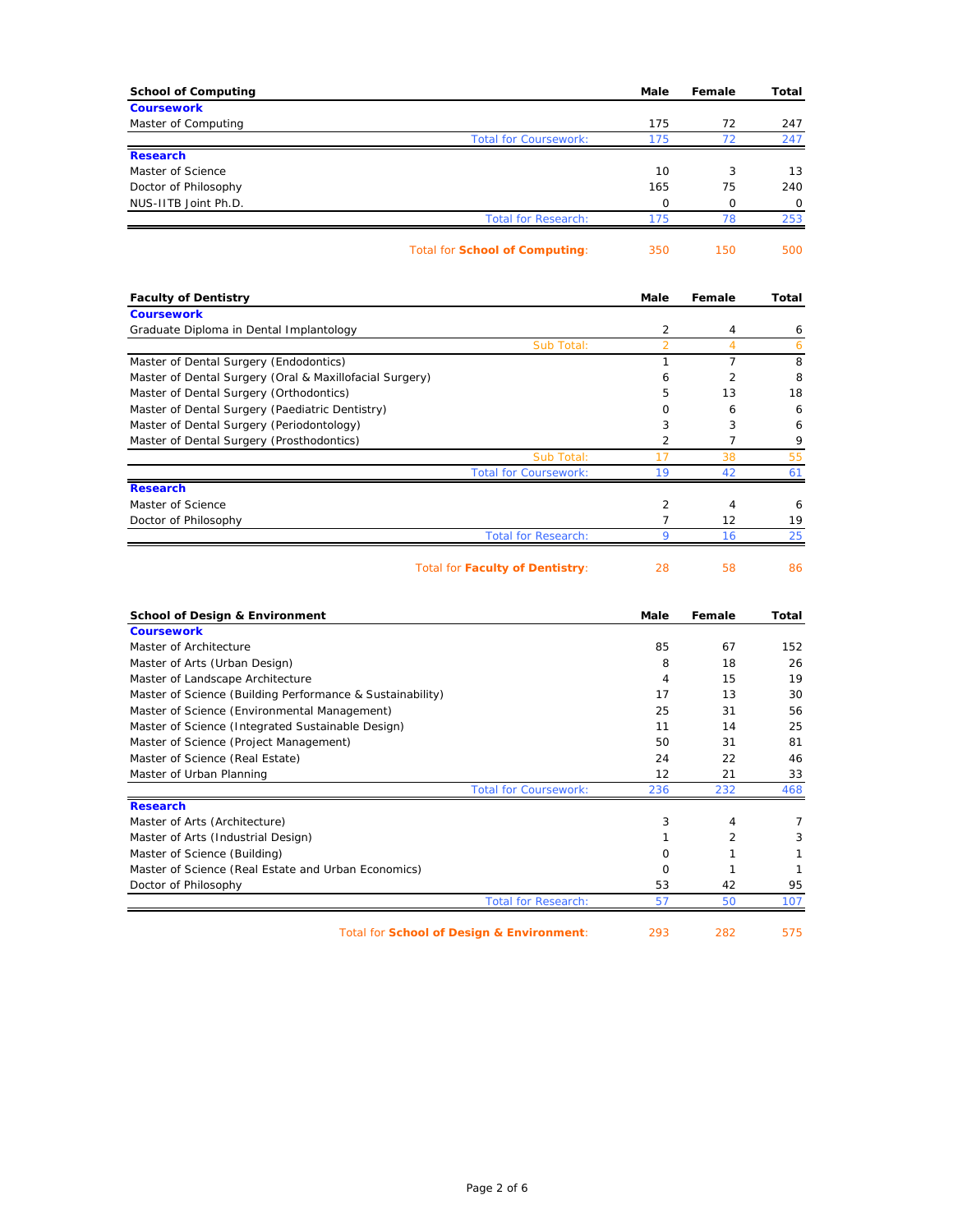| School of Computing | Male | Female | Total |
|---|---|---|---|
| **Coursework** | | | |
| Master of Computing | 175 | 72 | 247 |
| Total for Coursework: | 175 | 72 | 247 |
| **Research** | | | |
| Master of Science | 10 | 3 | 13 |
| Doctor of Philosophy | 165 | 75 | 240 |
| NUS-IITB Joint Ph.D. | 0 | 0 | 0 |
| Total for Research: | 175 | 78 | 253 |
| Total for **School of Computing**: | 350 | 150 | 500 |

| Faculty of Dentistry | Male | Female | Total |
|---|---|---|---|
| **Coursework** | | | |
| Graduate Diploma in Dental Implantology | 2 | 4 | 6 |
| Sub Total: | 2 | 4 | 6 |
| Master of Dental Surgery (Endodontics) | 1 | 7 | 8 |
| Master of Dental Surgery (Oral & Maxillofacial Surgery) | 6 | 2 | 8 |
| Master of Dental Surgery (Orthodontics) | 5 | 13 | 18 |
| Master of Dental Surgery (Paediatric Dentistry) | 0 | 6 | 6 |
| Master of Dental Surgery (Periodontology) | 3 | 3 | 6 |
| Master of Dental Surgery (Prosthodontics) | 2 | 7 | 9 |
| Sub Total: | 17 | 38 | 55 |
| Total for Coursework: | 19 | 42 | 61 |
| **Research** | | | |
| Master of Science | 2 | 4 | 6 |
| Doctor of Philosophy | 7 | 12 | 19 |
| Total for Research: | 9 | 16 | 25 |
| Total for **Faculty of Dentistry**: | 28 | 58 | 86 |

| School of Design & Environment | Male | Female | Total |
|---|---|---|---|
| **Coursework** | | | |
| Master of Architecture | 85 | 67 | 152 |
| Master of Arts (Urban Design) | 8 | 18 | 26 |
| Master of Landscape Architecture | 4 | 15 | 19 |
| Master of Science (Building Performance & Sustainability) | 17 | 13 | 30 |
| Master of Science (Environmental Management) | 25 | 31 | 56 |
| Master of Science (Integrated Sustainable Design) | 11 | 14 | 25 |
| Master of Science (Project Management) | 50 | 31 | 81 |
| Master of Science (Real Estate) | 24 | 22 | 46 |
| Master of Urban Planning | 12 | 21 | 33 |
| Total for Coursework: | 236 | 232 | 468 |
| **Research** | | | |
| Master of Arts (Architecture) | 3 | 4 | 7 |
| Master of Arts (Industrial Design) | 1 | 2 | 3 |
| Master of Science (Building) | 0 | 1 | 1 |
| Master of Science (Real Estate and Urban Economics) | 0 | 1 | 1 |
| Doctor of Philosophy | 53 | 42 | 95 |
| Total for Research: | 57 | 50 | 107 |
| Total for **School of Design & Environment**: | 293 | 282 | 575 |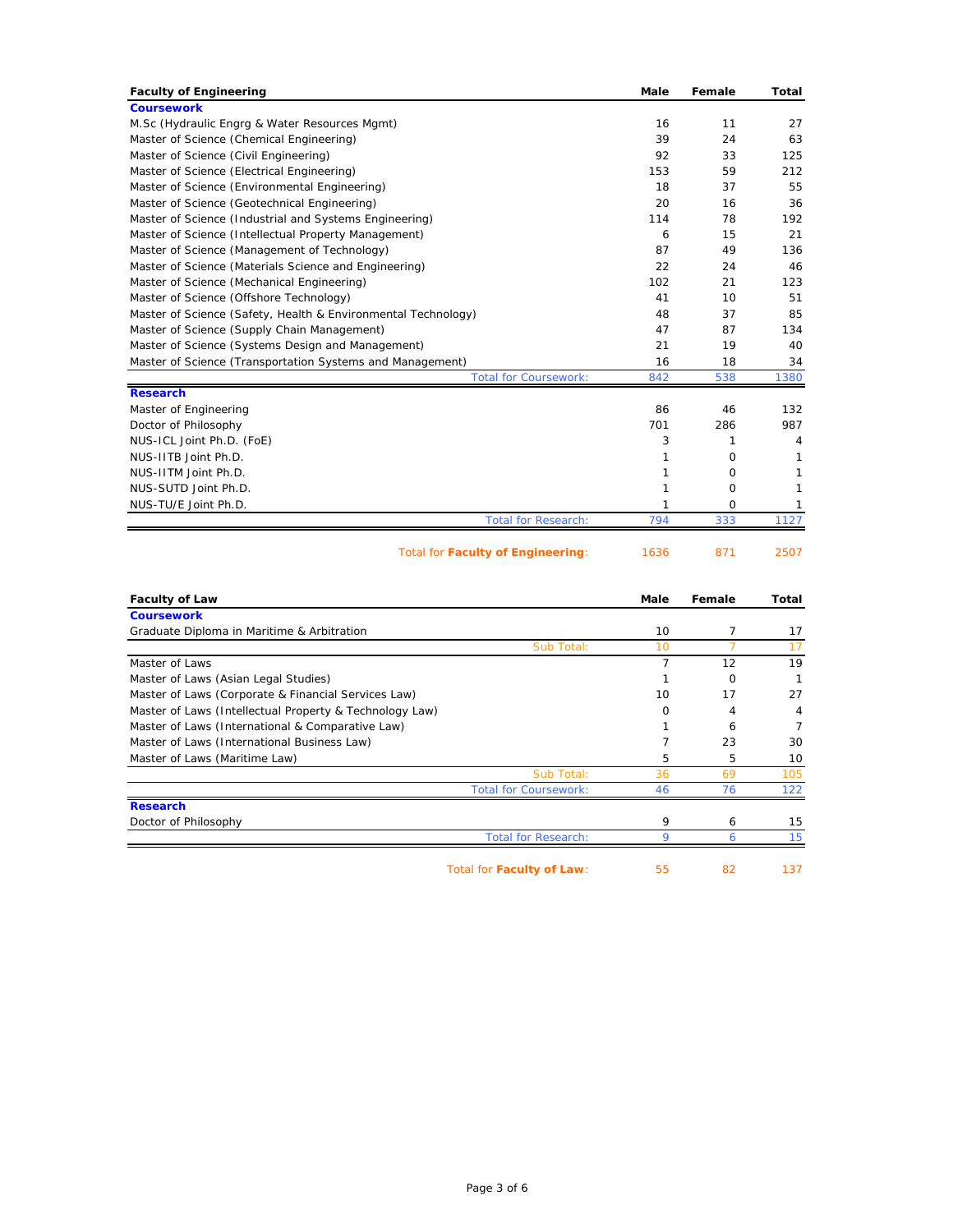| Faculty of Engineering | Male | Female | Total |
|---|---|---|---|
| **Coursework** | | | |
| M.Sc (Hydraulic Engrg & Water Resources Mgmt) | 16 | 11 | 27 |
| Master of Science (Chemical Engineering) | 39 | 24 | 63 |
| Master of Science (Civil Engineering) | 92 | 33 | 125 |
| Master of Science (Electrical Engineering) | 153 | 59 | 212 |
| Master of Science (Environmental Engineering) | 18 | 37 | 55 |
| Master of Science (Geotechnical Engineering) | 20 | 16 | 36 |
| Master of Science (Industrial and Systems Engineering) | 114 | 78 | 192 |
| Master of Science (Intellectual Property Management) | 6 | 15 | 21 |
| Master of Science (Management of Technology) | 87 | 49 | 136 |
| Master of Science (Materials Science and Engineering) | 22 | 24 | 46 |
| Master of Science (Mechanical Engineering) | 102 | 21 | 123 |
| Master of Science (Offshore Technology) | 41 | 10 | 51 |
| Master of Science (Safety, Health & Environmental Technology) | 48 | 37 | 85 |
| Master of Science (Supply Chain Management) | 47 | 87 | 134 |
| Master of Science (Systems Design and Management) | 21 | 19 | 40 |
| Master of Science (Transportation Systems and Management) | 16 | 18 | 34 |
| Total for Coursework: | 842 | 538 | 1380 |
| **Research** | | | |
| Master of Engineering | 86 | 46 | 132 |
| Doctor of Philosophy | 701 | 286 | 987 |
| NUS-ICL Joint Ph.D. (FoE) | 3 | 1 | 4 |
| NUS-IITB Joint Ph.D. | 1 | 0 | 1 |
| NUS-IITM Joint Ph.D. | 1 | 0 | 1 |
| NUS-SUTD Joint Ph.D. | 1 | 0 | 1 |
| NUS-TU/E Joint Ph.D. | 1 | 0 | 1 |
| Total for Research: | 794 | 333 | 1127 |
| Total for **Faculty of Engineering**: | 1636 | 871 | 2507 |

| Faculty of Law | Male | Female | Total |
|---|---|---|---|
| **Coursework** | | | |
| Graduate Diploma in Maritime & Arbitration | 10 | 7 | 17 |
| Sub Total: | 10 | 7 | 17 |
| Master of Laws | 7 | 12 | 19 |
| Master of Laws (Asian Legal Studies) | 1 | 0 | 1 |
| Master of Laws (Corporate & Financial Services Law) | 10 | 17 | 27 |
| Master of Laws (Intellectual Property & Technology Law) | 0 | 4 | 4 |
| Master of Laws (International & Comparative Law) | 1 | 6 | 7 |
| Master of Laws (International Business Law) | 7 | 23 | 30 |
| Master of Laws (Maritime Law) | 5 | 5 | 10 |
| Sub Total: | 36 | 69 | 105 |
| Total for Coursework: | 46 | 76 | 122 |
| **Research** | | | |
| Doctor of Philosophy | 9 | 6 | 15 |
| Total for Research: | 9 | 6 | 15 |
| Total for **Faculty of Law**: | 55 | 82 | 137 |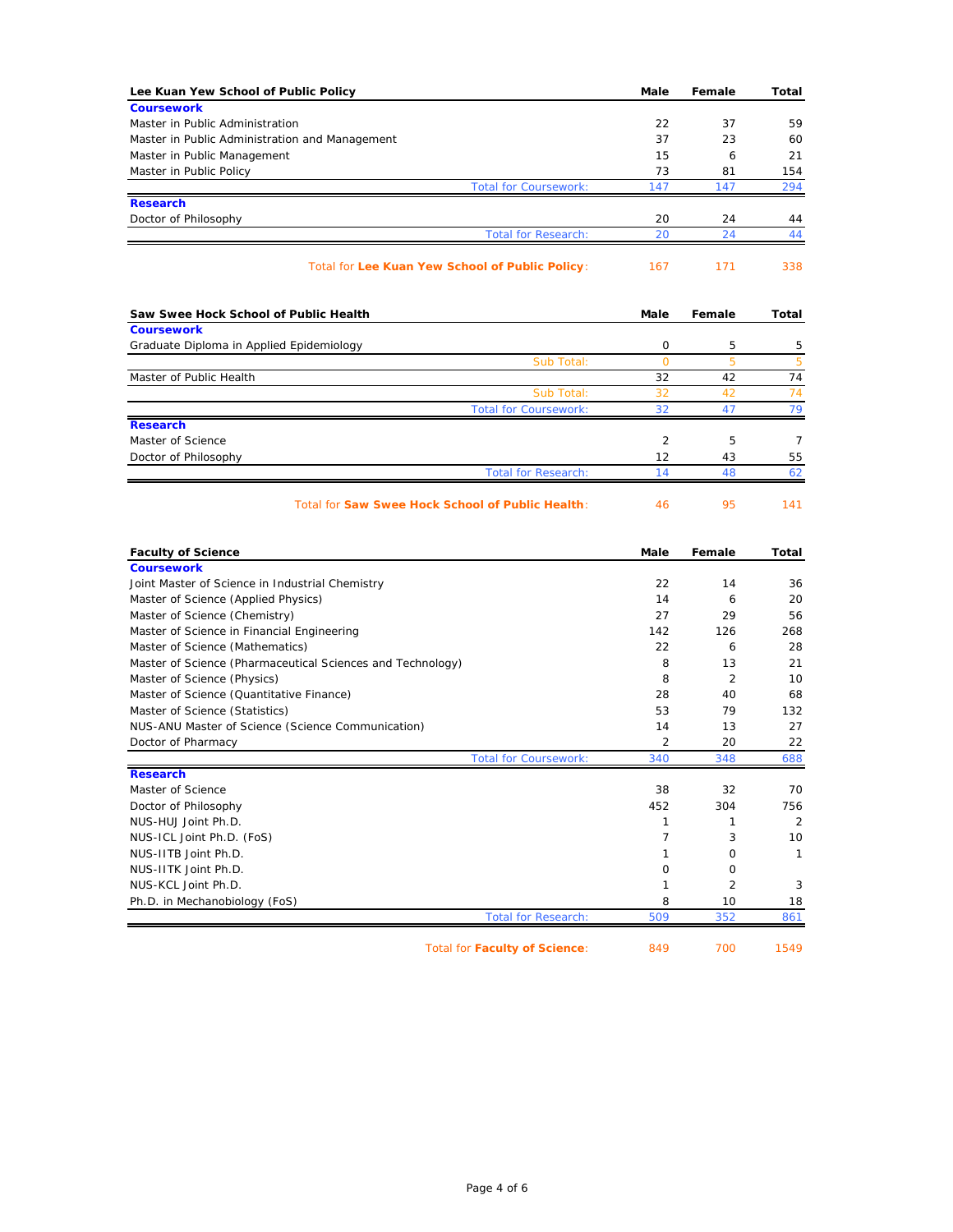| Lee Kuan Yew School of Public Policy | Male | Female | Total |
|---|---|---|---|
| **Coursework** | | | |
| Master in Public Administration | 22 | 37 | 59 |
| Master in Public Administration and Management | 37 | 23 | 60 |
| Master in Public Management | 15 | 6 | 21 |
| Master in Public Policy | 73 | 81 | 154 |
| Total for Coursework: | 147 | 147 | 294 |
| **Research** | | | |
| Doctor of Philosophy | 20 | 24 | 44 |
| Total for Research: | 20 | 24 | 44 |
| Total for **Lee Kuan Yew School of Public Policy**: | 167 | 171 | 338 |

| Saw Swee Hock School of Public Health | Male | Female | Total |
|---|---|---|---|
| **Coursework** | | | |
| Graduate Diploma in Applied Epidemiology | 0 | 5 | 5 |
| Sub Total: | 0 | 5 | 5 |
| Master of Public Health | 32 | 42 | 74 |
| Sub Total: | 32 | 42 | 74 |
| Total for Coursework: | 32 | 47 | 79 |
| **Research** | | | |
| Master of Science | 2 | 5 | 7 |
| Doctor of Philosophy | 12 | 43 | 55 |
| Total for Research: | 14 | 48 | 62 |
| Total for **Saw Swee Hock School of Public Health**: | 46 | 95 | 141 |

| Faculty of Science | Male | Female | Total |
|---|---|---|---|
| **Coursework** | | | |
| Joint Master of Science in Industrial Chemistry | 22 | 14 | 36 |
| Master of Science (Applied Physics) | 14 | 6 | 20 |
| Master of Science (Chemistry) | 27 | 29 | 56 |
| Master of Science in Financial Engineering | 142 | 126 | 268 |
| Master of Science (Mathematics) | 22 | 6 | 28 |
| Master of Science (Pharmaceutical Sciences and Technology) | 8 | 13 | 21 |
| Master of Science (Physics) | 8 | 2 | 10 |
| Master of Science (Quantitative Finance) | 28 | 40 | 68 |
| Master of Science (Statistics) | 53 | 79 | 132 |
| NUS-ANU Master of Science (Science Communication) | 14 | 13 | 27 |
| Doctor of Pharmacy | 2 | 20 | 22 |
| Total for Coursework: | 340 | 348 | 688 |
| **Research** | | | |
| Master of Science | 38 | 32 | 70 |
| Doctor of Philosophy | 452 | 304 | 756 |
| NUS-HUJ Joint Ph.D. | 1 | 1 | 2 |
| NUS-ICL Joint Ph.D. (FoS) | 7 | 3 | 10 |
| NUS-IITB Joint Ph.D. | 1 | 0 | 1 |
| NUS-IITK Joint Ph.D. | 0 | 0 | |
| NUS-KCL Joint Ph.D. | 1 | 2 | 3 |
| Ph.D. in Mechanobiology (FoS) | 8 | 10 | 18 |
| Total for Research: | 509 | 352 | 861 |
| Total for **Faculty of Science**: | 849 | 700 | 1549 |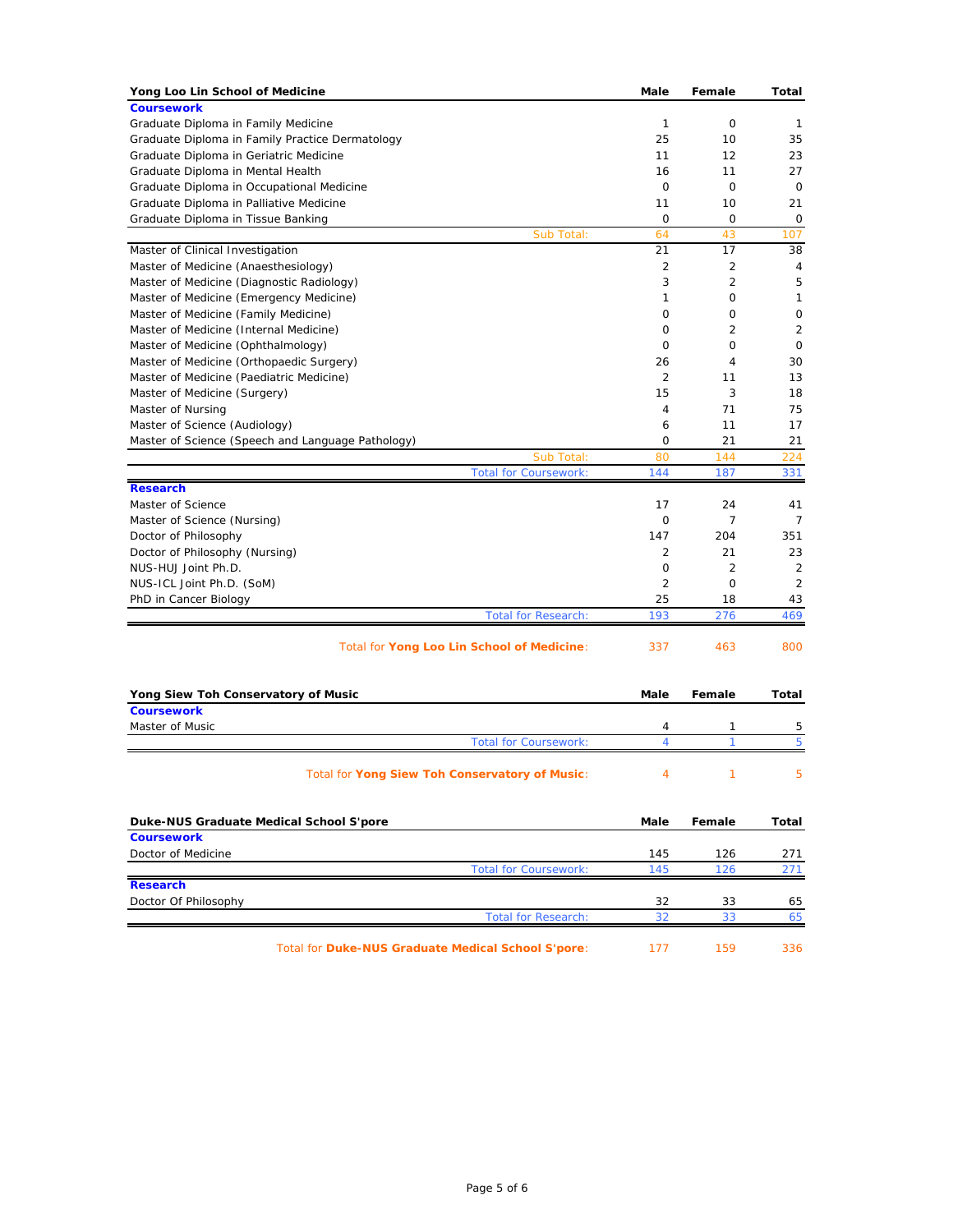| Yong Loo Lin School of Medicine | Male | Female | Total |
|---|---|---|---|
| **Coursework** | | | |
| Graduate Diploma in Family Medicine | 1 | 0 | 1 |
| Graduate Diploma in Family Practice Dermatology | 25 | 10 | 35 |
| Graduate Diploma in Geriatric Medicine | 11 | 12 | 23 |
| Graduate Diploma in Mental Health | 16 | 11 | 27 |
| Graduate Diploma in Occupational Medicine | 0 | 0 | 0 |
| Graduate Diploma in Palliative Medicine | 11 | 10 | 21 |
| Graduate Diploma in Tissue Banking | 0 | 0 | 0 |
| Sub Total: | 64 | 43 | 107 |
| Master of Clinical Investigation | 21 | 17 | 38 |
| Master of Medicine (Anaesthesiology) | 2 | 2 | 4 |
| Master of Medicine (Diagnostic Radiology) | 3 | 2 | 5 |
| Master of Medicine (Emergency Medicine) | 1 | 0 | 1 |
| Master of Medicine (Family Medicine) | 0 | 0 | 0 |
| Master of Medicine (Internal Medicine) | 0 | 2 | 2 |
| Master of Medicine (Ophthalmology) | 0 | 0 | 0 |
| Master of Medicine (Orthopaedic Surgery) | 26 | 4 | 30 |
| Master of Medicine (Paediatric Medicine) | 2 | 11 | 13 |
| Master of Medicine (Surgery) | 15 | 3 | 18 |
| Master of Nursing | 4 | 71 | 75 |
| Master of Science (Audiology) | 6 | 11 | 17 |
| Master of Science (Speech and Language Pathology) | 0 | 21 | 21 |
| Sub Total: | 80 | 144 | 224 |
| Total for Coursework: | 144 | 187 | 331 |
| **Research** | | | |
| Master of Science | 17 | 24 | 41 |
| Master of Science (Nursing) | 0 | 7 | 7 |
| Doctor of Philosophy | 147 | 204 | 351 |
| Doctor of Philosophy (Nursing) | 2 | 21 | 23 |
| NUS-HUJ Joint Ph.D. | 0 | 2 | 2 |
| NUS-ICL Joint Ph.D. (SoM) | 2 | 0 | 2 |
| PhD in Cancer Biology | 25 | 18 | 43 |
| Total for Research: | 193 | 276 | 469 |
| Total for **Yong Loo Lin School of Medicine**: | 337 | 463 | 800 |

| Yong Siew Toh Conservatory of Music | Male | Female | Total |
|---|---|---|---|
| **Coursework** | | | |
| Master of Music | 4 | 1 | 5 |
| Total for Coursework: | 4 | 1 | 5 |
| Total for **Yong Siew Toh Conservatory of Music**: | 4 | 1 | 5 |

| Duke-NUS Graduate Medical School S'pore | Male | Female | Total |
|---|---|---|---|
| **Coursework** | | | |
| Doctor of Medicine | 145 | 126 | 271 |
| Total for Coursework: | 145 | 126 | 271 |
| **Research** | | | |
| Doctor Of Philosophy | 32 | 33 | 65 |
| Total for Research: | 32 | 33 | 65 |
| Total for **Duke-NUS Graduate Medical School S'pore**: | 177 | 159 | 336 |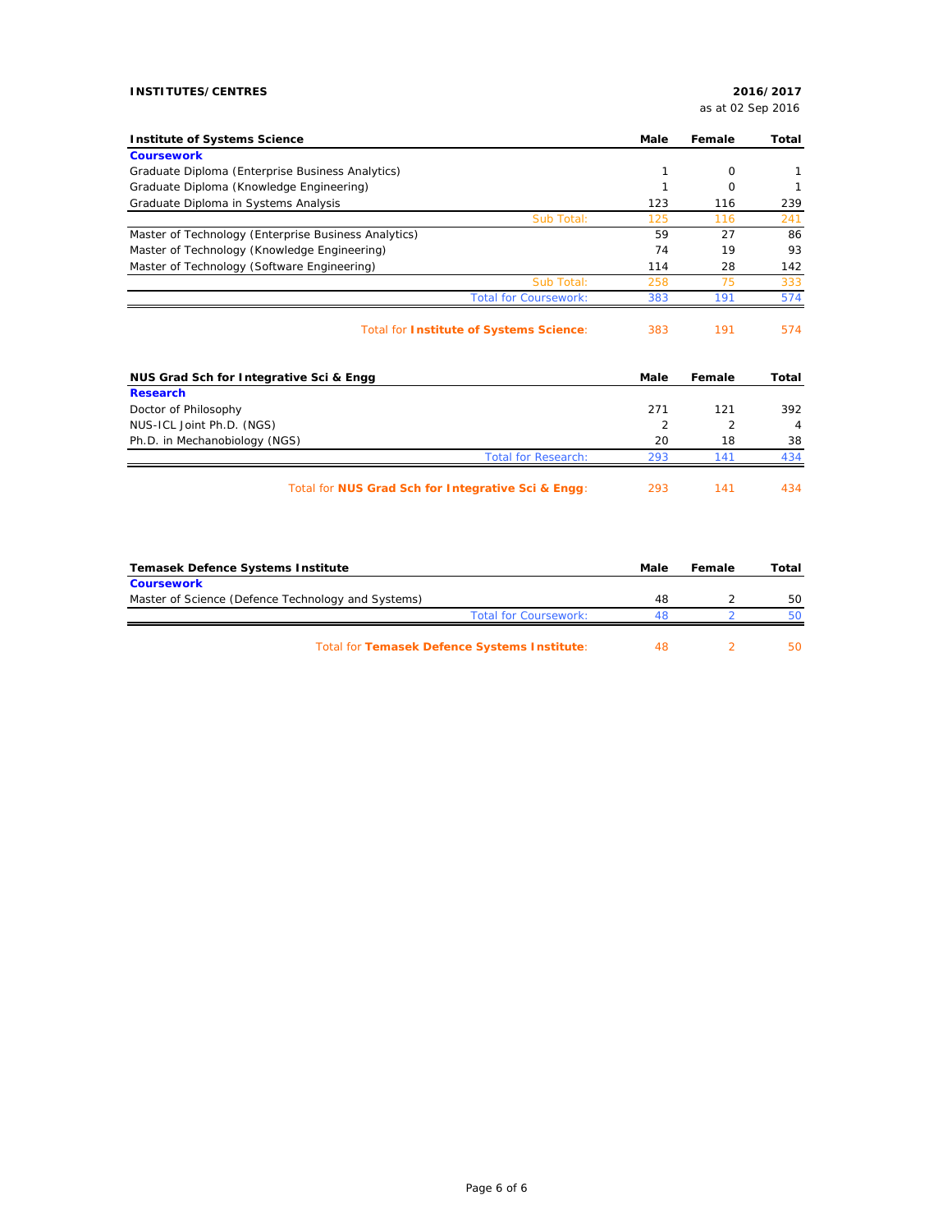**INSTITUTES/CENTRES**

**2016/2017**
as at 02 Sep 2016

| Institute of Systems Science | Male | Female | Total |
|---|---|---|---|
| **Coursework** | | | |
| Graduate Diploma (Enterprise Business Analytics) | 1 | 0 | 1 |
| Graduate Diploma (Knowledge Engineering) | 1 | 0 | 1 |
| Graduate Diploma in Systems Analysis | 123 | 116 | 239 |
| Sub Total: | 125 | 116 | 241 |
| Master of Technology (Enterprise Business Analytics) | 59 | 27 | 86 |
| Master of Technology (Knowledge Engineering) | 74 | 19 | 93 |
| Master of Technology (Software Engineering) | 114 | 28 | 142 |
| Sub Total: | 258 | 75 | 333 |
| Total for Coursework: | 383 | 191 | 574 |
| Total for **Institute of Systems Science**: | 383 | 191 | 574 |

| NUS Grad Sch for Integrative Sci & Engg | Male | Female | Total |
|---|---|---|---|
| **Research** | | | |
| Doctor of Philosophy | 271 | 121 | 392 |
| NUS-ICL Joint Ph.D. (NGS) | 2 | 2 | 4 |
| Ph.D. in Mechanobiology (NGS) | 20 | 18 | 38 |
| Total for Research: | 293 | 141 | 434 |
| Total for **NUS Grad Sch for Integrative Sci & Engg**: | 293 | 141 | 434 |

| Temasek Defence Systems Institute | Male | Female | Total |
|---|---|---|---|
| **Coursework** | | | |
| Master of Science (Defence Technology and Systems) | 48 | 2 | 50 |
| Total for Coursework: | 48 | 2 | 50 |
| Total for **Temasek Defence Systems Institute**: | 48 | 2 | 50 |